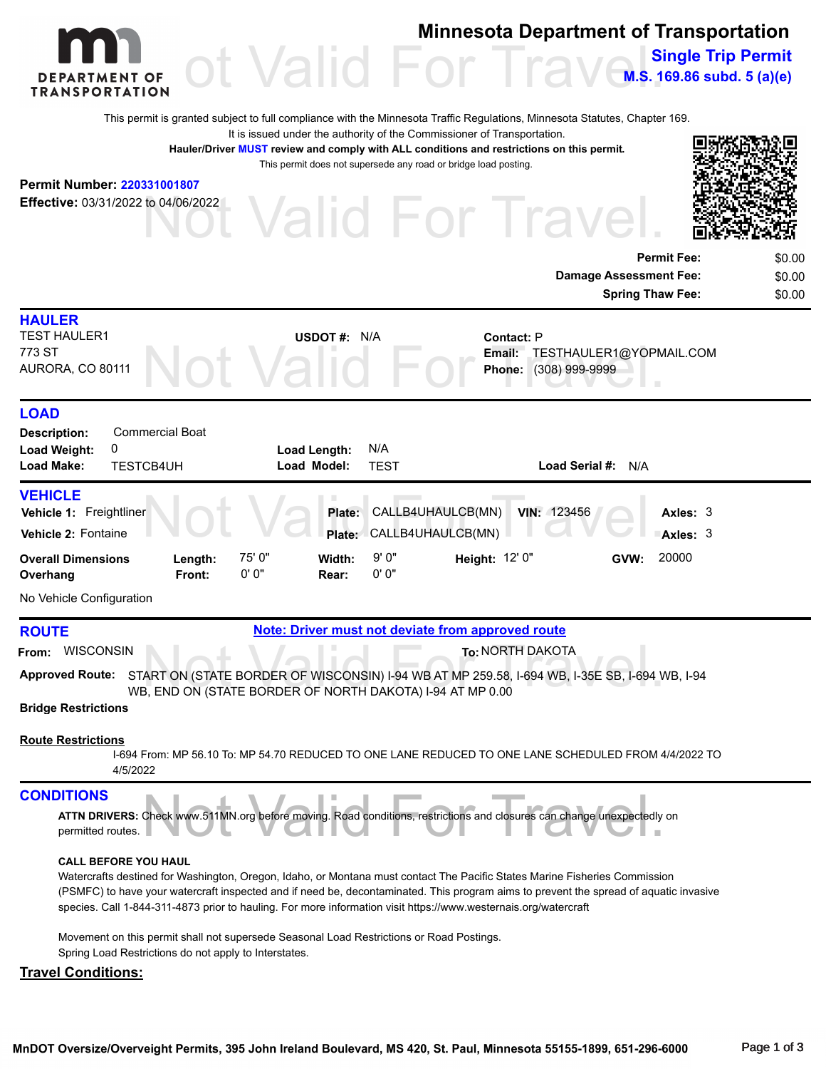# Minnesota Department of Transportation

## Single Trip Permit

**M.S. 169.86 subd. 5 (a)(e)**

Not Valid For Travel.

This permit is granted subject to full compliance with the Minnesota Traffic Regulations, Minnesota Statutes, Chapter 169.
It is issued under the authority of the Commissioner of Transportation.
**Hauler/Driver MUST review and comply with ALL conditions and restrictions on this permit.**
This permit does not supersede any road or bridge load posting.

**Permit Number:** 220331001807
**Effective:** 03/31/2022 to 04/06/2022

| | |
|---|---|
| **Permit Fee:** | $0.00 |
| **Damage Assessment Fee:** | $0.00 |
| **Spring Thaw Fee:** | $0.00 |

## HAULER

TEST HAULER1
773 ST
AURORA, CO 80111

**USDOT #:** N/A

**Contact:** P
**Email:** TESTHAULER1@YOPMAIL.COM
**Phone:** (308) 999-9999

## LOAD

**Description:** Commercial Boat
**Load Weight:** 0
**Load Length:** N/A
**Load Make:** TESTCB4UH
**Load Model:** TEST
**Load Serial #:** N/A

## VEHICLE

| Vehicle | Plate | VIN | Axles |
|---|---|---|---|
| **Vehicle 1:** Freightliner | CALLB4UHAULCB(MN) | 123456 | 3 |
| **Vehicle 2:** Fontaine | CALLB4UHAULCB(MN) | | 3 |

**Overall Dimensions** — **Length:** 75' 0" **Width:** 9' 0" **Height:** 12' 0" **GVW:** 20000
**Overhang** — **Front:** 0' 0" **Rear:** 0' 0"

No Vehicle Configuration

## ROUTE

**Note: Driver must not deviate from approved route**

**From:** WISCONSIN **To:** NORTH DAKOTA

**Approved Route:** START ON (STATE BORDER OF WISCONSIN) I-94 WB AT MP 259.58, I-694 WB, I-35E SB, I-694 WB, I-94 WB, END ON (STATE BORDER OF NORTH DAKOTA) I-94 AT MP 0.00

**Bridge Restrictions**

**Route Restrictions**

I-694 From: MP 56.10 To: MP 54.70 REDUCED TO ONE LANE REDUCED TO ONE LANE SCHEDULED FROM 4/4/2022 TO 4/5/2022

## CONDITIONS

**ATTN DRIVERS:** Check www.511MN.org before moving. Road conditions, restrictions and closures can change unexpectedly on permitted routes.

**CALL BEFORE YOU HAUL**
Watercrafts destined for Washington, Oregon, Idaho, or Montana must contact The Pacific States Marine Fisheries Commission (PSMFC) to have your watercraft inspected and if need be, decontaminated. This program aims to prevent the spread of aquatic invasive species. Call 1-844-311-4873 prior to hauling. For more information visit https://www.westernais.org/watercraft

Movement on this permit shall not supersede Seasonal Load Restrictions or Road Postings.
Spring Load Restrictions do not apply to Interstates.

**Travel Conditions:**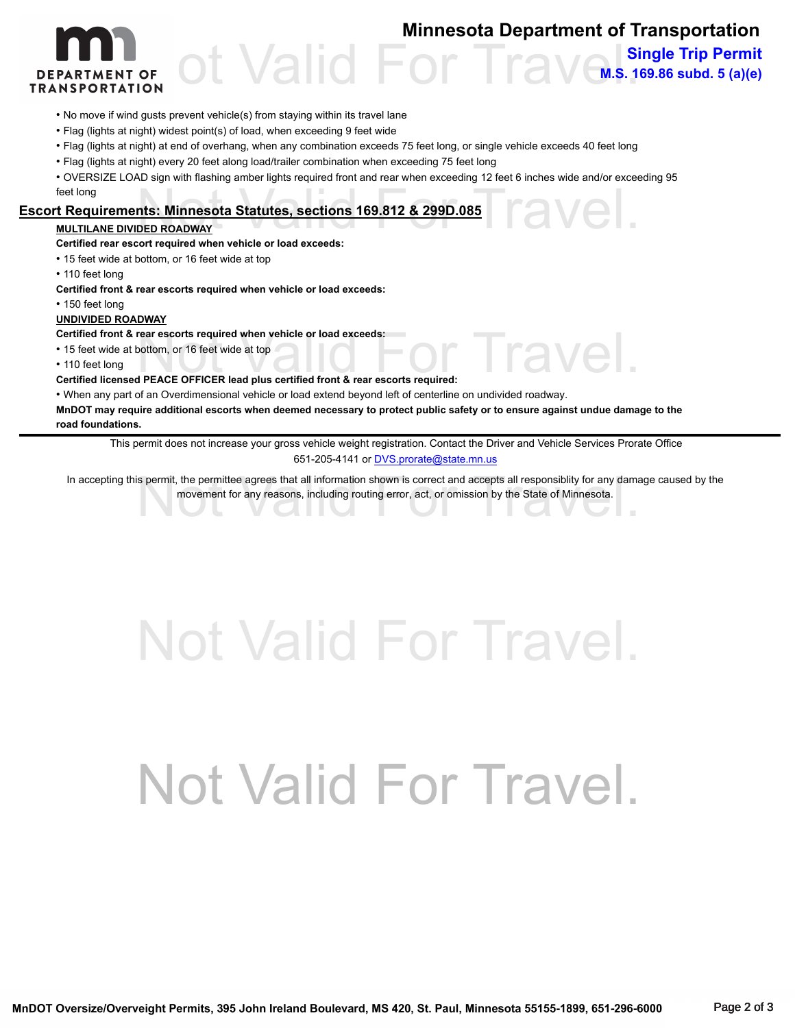- No move if wind gusts prevent vehicle(s) from staying within its travel lane
- Flag (lights at night) widest point(s) of load, when exceeding 9 feet wide
- Flag (lights at night) at end of overhang, when any combination exceeds 75 feet long, or single vehicle exceeds 40 feet long
- Flag (lights at night) every 20 feet along load/trailer combination when exceeding 75 feet long
- OVERSIZE LOAD sign with flashing amber lights required front and rear when exceeding 12 feet 6 inches wide and/or exceeding 95 feet long

## Escort Requirements: Minnesota Statutes, sections 169.812 & 299D.085

**MULTILANE DIVIDED ROADWAY**

**Certified rear escort required when vehicle or load exceeds:**

- 15 feet wide at bottom, or 16 feet wide at top
- 110 feet long

**Certified front & rear escorts required when vehicle or load exceeds:**

- 150 feet long

**UNDIVIDED ROADWAY**

**Certified front & rear escorts required when vehicle or load exceeds:**

- 15 feet wide at bottom, or 16 feet wide at top
- 110 feet long

**Certified licensed PEACE OFFICER lead plus certified front & rear escorts required:**

- When any part of an Overdimensional vehicle or load extend beyond left of centerline on undivided roadway.

**MnDOT may require additional escorts when deemed necessary to protect public safety or to ensure against undue damage to the road foundations.**

---

This permit does not increase your gross vehicle weight registration. Contact the Driver and Vehicle Services Prorate Office 651-205-4141 or DVS.prorate@state.mn.us

In accepting this permit, the permittee agrees that all information shown is correct and accepts all responsiblity for any damage caused by the movement for any reasons, including routing error, act, or omission by the State of Minnesota.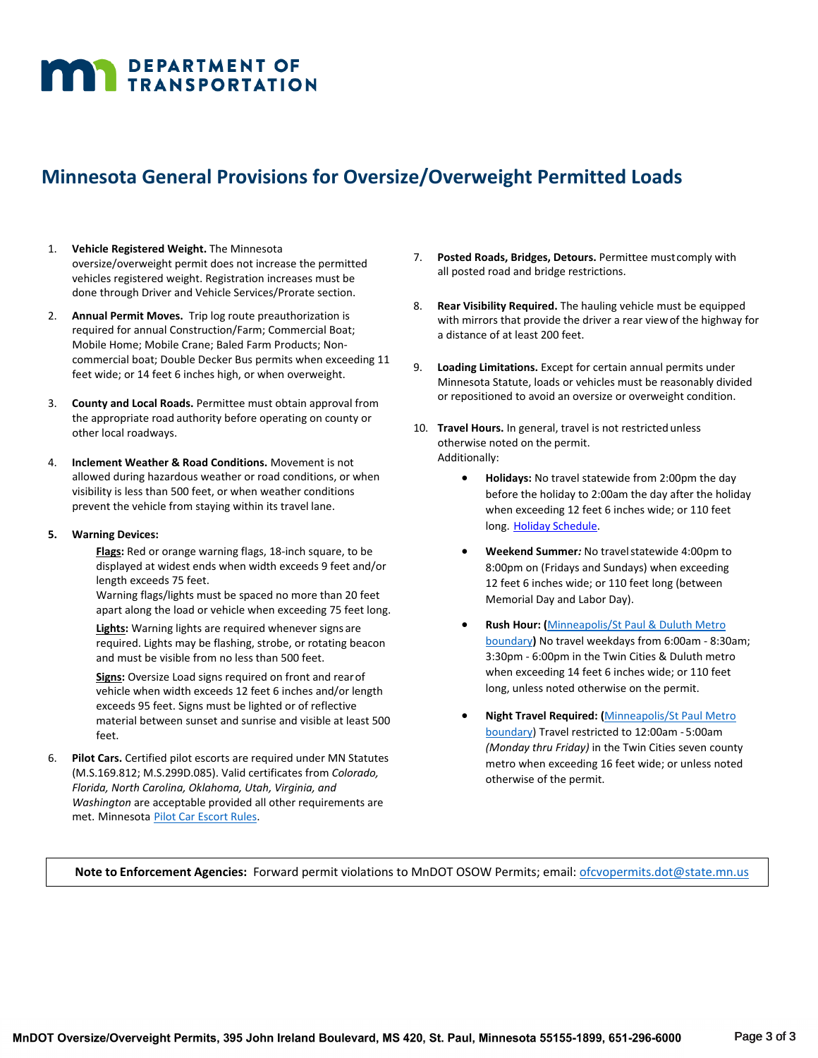**DEPARTMENT OF TRANSPORTATION**

# Minnesota General Provisions for Oversize/Overweight Permitted Loads

1. **Vehicle Registered Weight.** The Minnesota oversize/overweight permit does not increase the permitted vehicles registered weight. Registration increases must be done through Driver and Vehicle Services/Prorate section.

2. **Annual Permit Moves.** Trip log route preauthorization is required for annual Construction/Farm; Commercial Boat; Mobile Home; Mobile Crane; Baled Farm Products; Non-commercial boat; Double Decker Bus permits when exceeding 11 feet wide; or 14 feet 6 inches high, or when overweight.

3. **County and Local Roads.** Permittee must obtain approval from the appropriate road authority before operating on county or other local roadways.

4. **Inclement Weather & Road Conditions.** Movement is not allowed during hazardous weather or road conditions, or when visibility is less than 500 feet, or when weather conditions prevent the vehicle from staying within its travel lane.

5. **Warning Devices:**

   **Flags:** Red or orange warning flags, 18-inch square, to be displayed at widest ends when width exceeds 9 feet and/or length exceeds 75 feet.
   Warning flags/lights must be spaced no more than 20 feet apart along the load or vehicle when exceeding 75 feet long.

   **Lights:** Warning lights are required whenever signs are required. Lights may be flashing, strobe, or rotating beacon and must be visible from no less than 500 feet.

   **Signs:** Oversize Load signs required on front and rear of vehicle when width exceeds 12 feet 6 inches and/or length exceeds 95 feet. Signs must be lighted or of reflective material between sunset and sunrise and visible at least 500 feet.

6. **Pilot Cars.** Certified pilot escorts are required under MN Statutes (M.S.169.812; M.S.299D.085). Valid certificates from *Colorado, Florida, North Carolina, Oklahoma, Utah, Virginia, and Washington* are acceptable provided all other requirements are met. Minnesota Pilot Car Escort Rules.

7. **Posted Roads, Bridges, Detours.** Permittee must comply with all posted road and bridge restrictions.

8. **Rear Visibility Required.** The hauling vehicle must be equipped with mirrors that provide the driver a rear view of the highway for a distance of at least 200 feet.

9. **Loading Limitations.** Except for certain annual permits under Minnesota Statute, loads or vehicles must be reasonably divided or repositioned to avoid an oversize or overweight condition.

10. **Travel Hours.** In general, travel is not restricted unless otherwise noted on the permit.
    Additionally:

    - **Holidays:** No travel statewide from 2:00pm the day before the holiday to 2:00am the day after the holiday when exceeding 12 feet 6 inches wide; or 110 feet long. Holiday Schedule.
    - **Weekend Summer***:* No travel statewide 4:00pm to 8:00pm on (Fridays and Sundays) when exceeding 12 feet 6 inches wide; or 110 feet long (between Memorial Day and Labor Day).
    - **Rush Hour: (**Minneapolis/St Paul & Duluth Metro boundary**)** No travel weekdays from 6:00am - 8:30am; 3:30pm - 6:00pm in the Twin Cities & Duluth metro when exceeding 14 feet 6 inches wide; or 110 feet long, unless noted otherwise on the permit.
    - **Night Travel Required: (**Minneapolis/St Paul Metro boundary) Travel restricted to 12:00am - 5:00am *(Monday thru Friday)* in the Twin Cities seven county metro when exceeding 16 feet wide; or unless noted otherwise of the permit.

**Note to Enforcement Agencies:** Forward permit violations to MnDOT OSOW Permits; email: ofcvopermits.dot@state.mn.us

**MnDOT Oversize/Overweight Permits, 395 John Ireland Boulevard, MS 420, St. Paul, Minnesota 55155-1899, 651-296-6000**